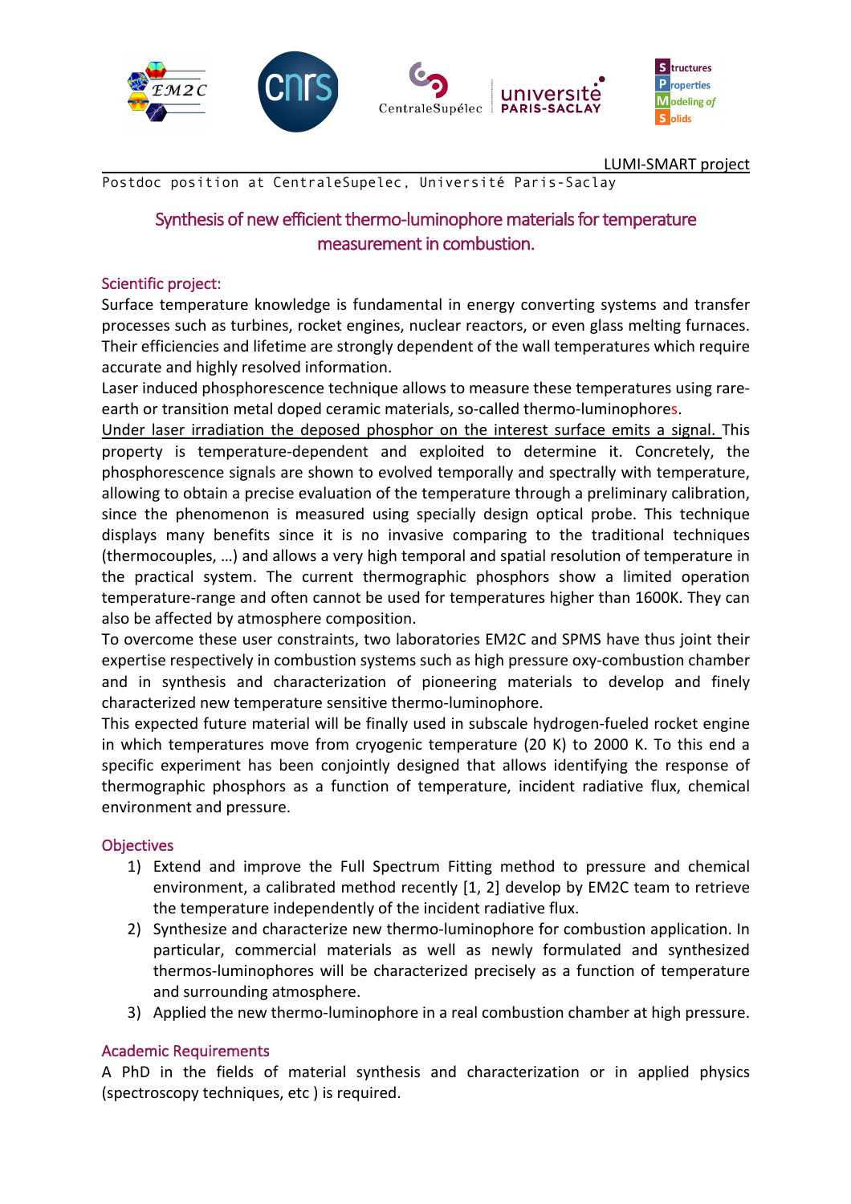LUMI-SMART project

Postdoc position at CentraleSupelec, Université Paris-Saclay

## Synthesis of new efficient thermo-luminophore materials for temperature measurement in combustion.

### Scientific project:

Surface temperature knowledge is fundamental in energy converting systems and transfer processes such as turbines, rocket engines, nuclear reactors, or even glass melting furnaces. Their efficiencies and lifetime are strongly dependent of the wall temperatures which require accurate and highly resolved information.

Laser induced phosphorescence technique allows to measure these temperatures using rare-earth or transition metal doped ceramic materials, so-called thermo-luminophores.

Under laser irradiation the deposed phosphor on the interest surface emits a signal. This property is temperature-dependent and exploited to determine it. Concretely, the phosphorescence signals are shown to evolved temporally and spectrally with temperature, allowing to obtain a precise evaluation of the temperature through a preliminary calibration, since the phenomenon is measured using specially design optical probe. This technique displays many benefits since it is no invasive comparing to the traditional techniques (thermocouples, …) and allows a very high temporal and spatial resolution of temperature in the practical system. The current thermographic phosphors show a limited operation temperature-range and often cannot be used for temperatures higher than 1600K. They can also be affected by atmosphere composition.

To overcome these user constraints, two laboratories EM2C and SPMS have thus joint their expertise respectively in combustion systems such as high pressure oxy-combustion chamber and in synthesis and characterization of pioneering materials to develop and finely characterized new temperature sensitive thermo-luminophore.

This expected future material will be finally used in subscale hydrogen-fueled rocket engine in which temperatures move from cryogenic temperature (20 K) to 2000 K. To this end a specific experiment has been conjointly designed that allows identifying the response of thermographic phosphors as a function of temperature, incident radiative flux, chemical environment and pressure.

### Objectives

1) Extend and improve the Full Spectrum Fitting method to pressure and chemical environment, a calibrated method recently [1, 2] develop by EM2C team to retrieve the temperature independently of the incident radiative flux.
2) Synthesize and characterize new thermo-luminophore for combustion application. In particular, commercial materials as well as newly formulated and synthesized thermos-luminophores will be characterized precisely as a function of temperature and surrounding atmosphere.
3) Applied the new thermo-luminophore in a real combustion chamber at high pressure.

### Academic Requirements

A PhD in the fields of material synthesis and characterization or in applied physics (spectroscopy techniques, etc ) is required.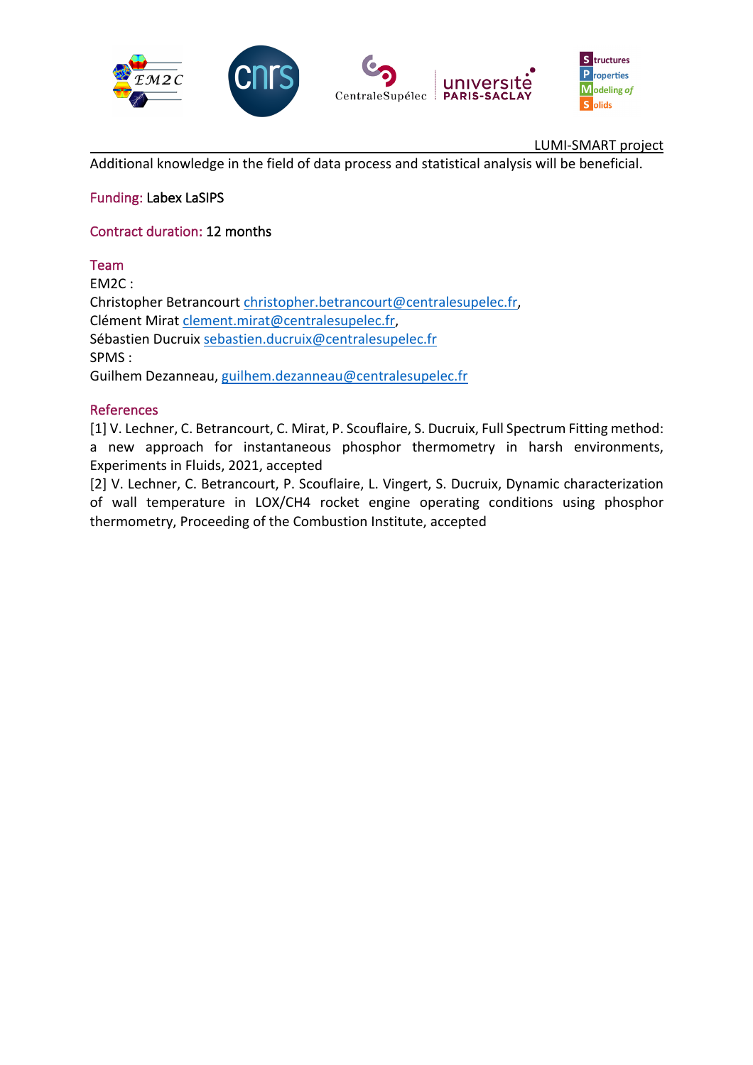Additional knowledge in the field of data process and statistical analysis will be beneficial.

Funding: Labex LaSIPS

Contract duration: 12 months

## Team

EM2C :
Christopher Betrancourt christopher.betrancourt@centralesupelec.fr,
Clément Mirat clement.mirat@centralesupelec.fr,
Sébastien Ducruix sebastien.ducruix@centralesupelec.fr
SPMS :
Guilhem Dezanneau, guilhem.dezanneau@centralesupelec.fr

## References

[1] V. Lechner, C. Betrancourt, C. Mirat, P. Scouflaire, S. Ducruix, Full Spectrum Fitting method: a new approach for instantaneous phosphor thermometry in harsh environments, Experiments in Fluids, 2021, accepted

[2] V. Lechner, C. Betrancourt, P. Scouflaire, L. Vingert, S. Ducruix, Dynamic characterization of wall temperature in LOX/CH4 rocket engine operating conditions using phosphor thermometry, Proceeding of the Combustion Institute, accepted